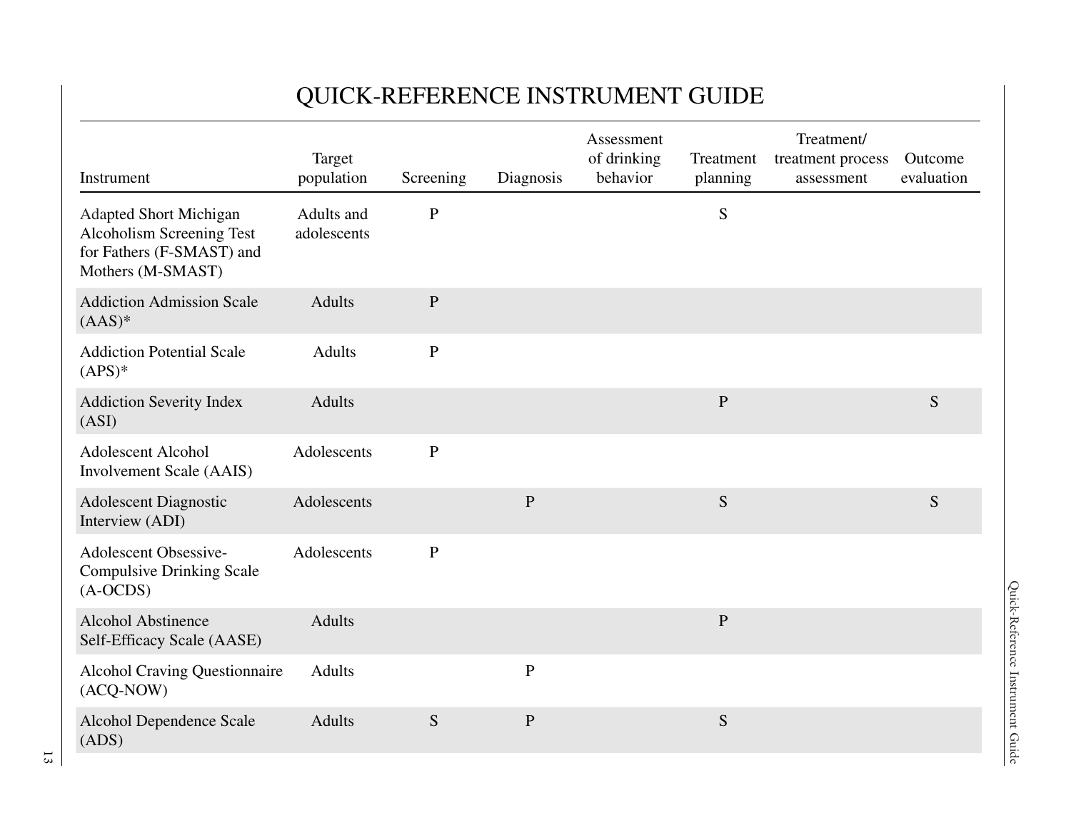# QUICK-REFERENCE INSTRUMENT GUIDE

| Instrument | Target population | Screening | Diagnosis | Assessment of drinking behavior | Treatment planning | Treatment/ treatment process assessment | Outcome evaluation |
|---|---|---|---|---|---|---|---|
| Adapted Short Michigan Alcoholism Screening Test for Fathers (F-SMAST) and Mothers (M-SMAST) | Adults and adolescents | P | | | S | | |
| Addiction Admission Scale (AAS)* | Adults | P | | | | | |
| Addiction Potential Scale (APS)* | Adults | P | | | | | |
| Addiction Severity Index (ASI) | Adults | | | | P | | S |
| Adolescent Alcohol Involvement Scale (AAIS) | Adolescents | P | | | | | |
| Adolescent Diagnostic Interview (ADI) | Adolescents | | P | | S | | S |
| Adolescent Obsessive-Compulsive Drinking Scale (A-OCDS) | Adolescents | P | | | | | |
| Alcohol Abstinence Self-Efficacy Scale (AASE) | Adults | | | | P | | |
| Alcohol Craving Questionnaire (ACQ-NOW) | Adults | | P | | | | |
| Alcohol Dependence Scale (ADS) | Adults | S | P | | S | | |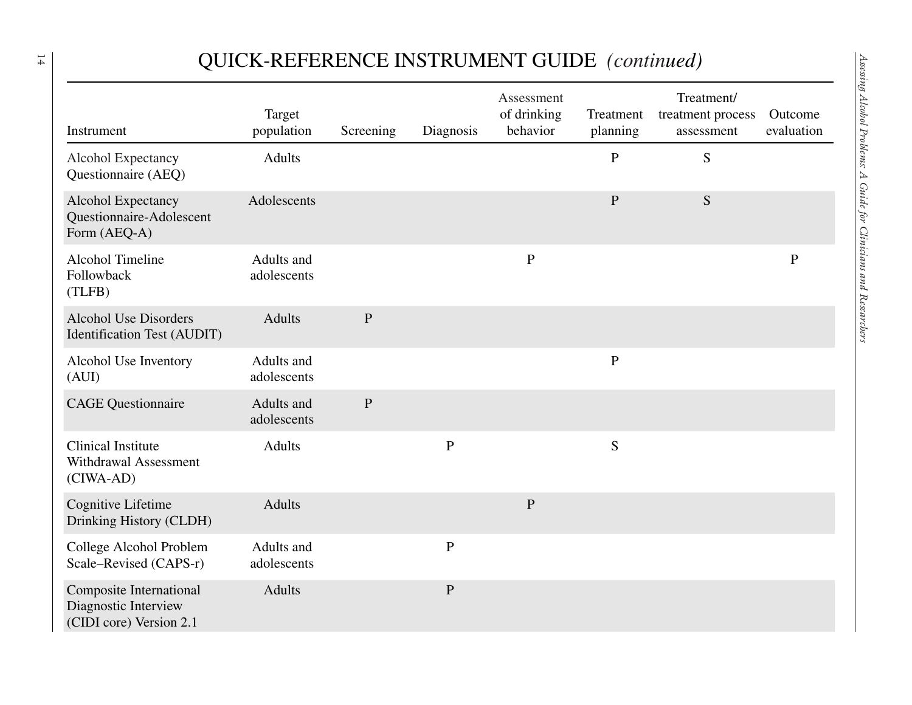# QUICK-REFERENCE INSTRUMENT GUIDE *(continued)*

| Instrument | Target population | Screening | Diagnosis | Assessment of drinking behavior | Treatment planning | Treatment/ treatment process assessment | Outcome evaluation |
|---|---|---|---|---|---|---|---|
| Alcohol Expectancy Questionnaire (AEQ) | Adults | | | | P | S | |
| Alcohol Expectancy Questionnaire-Adolescent Form (AEQ-A) | Adolescents | | | | P | S | |
| Alcohol Timeline Followback (TLFB) | Adults and adolescents | | | P | | | P |
| Alcohol Use Disorders Identification Test (AUDIT) | Adults | P | | | | | |
| Alcohol Use Inventory (AUI) | Adults and adolescents | | | | P | | |
| CAGE Questionnaire | Adults and adolescents | P | | | | | |
| Clinical Institute Withdrawal Assessment (CIWA-AD) | Adults | | P | | S | | |
| Cognitive Lifetime Drinking History (CLDH) | Adults | | | P | | | |
| College Alcohol Problem Scale–Revised (CAPS-r) | Adults and adolescents | | P | | | | |
| Composite International Diagnostic Interview (CIDI core) Version 2.1 | Adults | | P | | | | |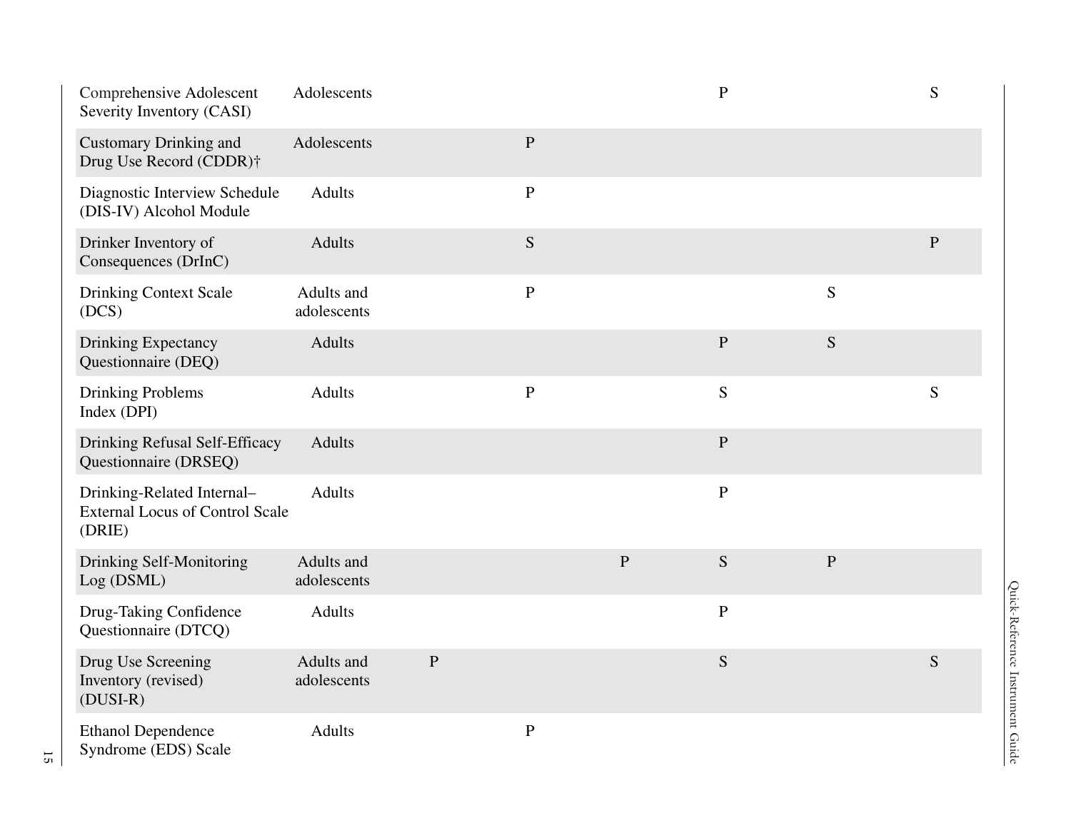| | | | | | | | |
|---|---|---|---|---|---|---|---|
| Comprehensive Adolescent Severity Inventory (CASI) | Adolescents | | | | P | | S |
| Customary Drinking and Drug Use Record (CDDR)† | Adolescents | | P | | | | |
| Diagnostic Interview Schedule (DIS-IV) Alcohol Module | Adults | | P | | | | |
| Drinker Inventory of Consequences (DrInC) | Adults | | S | | | | P |
| Drinking Context Scale (DCS) | Adults and adolescents | | P | | | S | |
| Drinking Expectancy Questionnaire (DEQ) | Adults | | | | P | S | |
| Drinking Problems Index (DPI) | Adults | | P | | S | | S |
| Drinking Refusal Self-Efficacy Questionnaire (DRSEQ) | Adults | | | | P | | |
| Drinking-Related Internal–External Locus of Control Scale (DRIE) | Adults | | | | P | | |
| Drinking Self-Monitoring Log (DSML) | Adults and adolescents | | | P | S | P | |
| Drug-Taking Confidence Questionnaire (DTCQ) | Adults | | | | P | | |
| Drug Use Screening Inventory (revised) (DUSI-R) | Adults and adolescents | P | | | S | | S |
| Ethanol Dependence Syndrome (EDS) Scale | Adults | | P | | | | |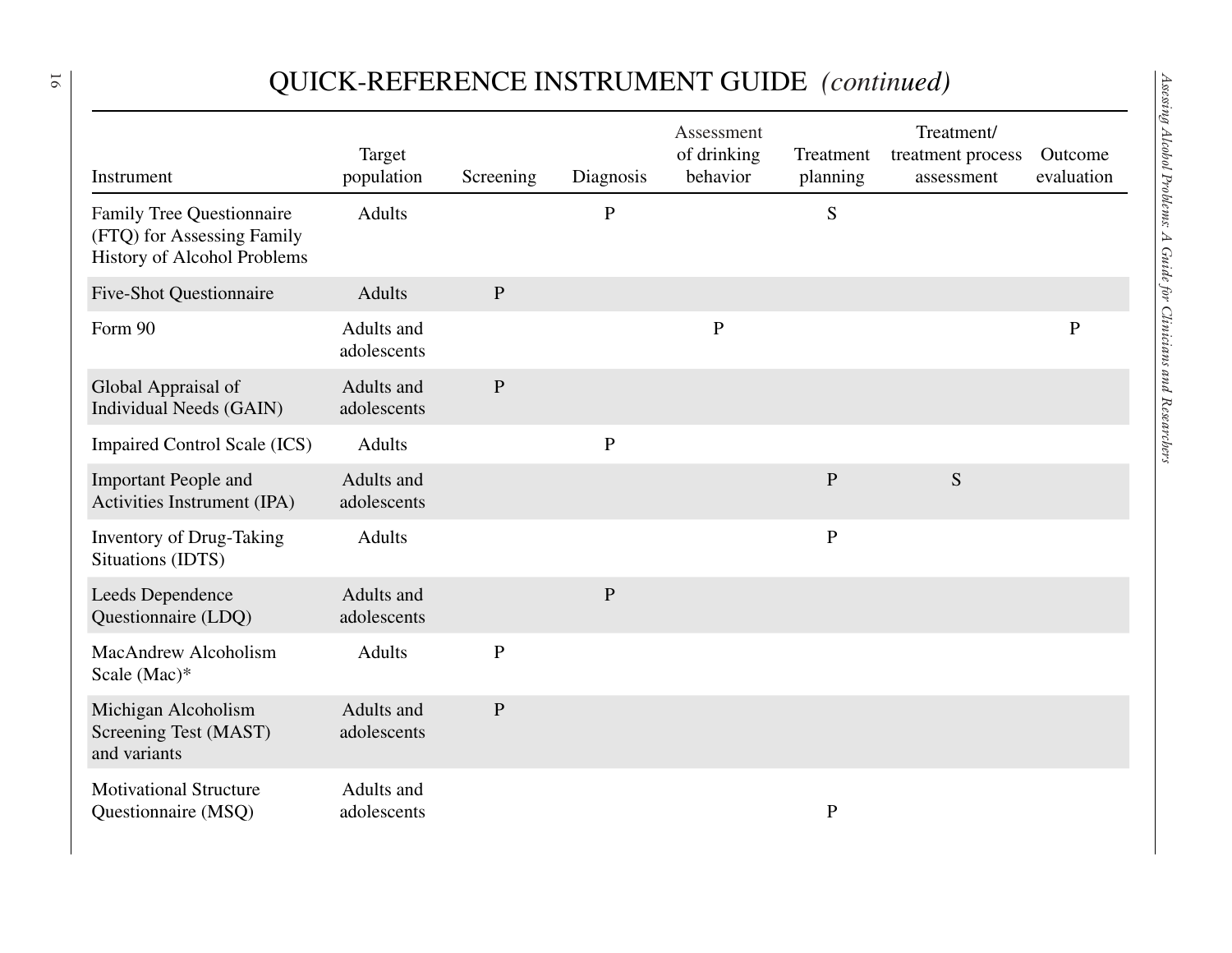# QUICK-REFERENCE INSTRUMENT GUIDE *(continued)*

| Instrument | Target population | Screening | Diagnosis | Assessment of drinking behavior | Treatment planning | Treatment/ treatment process assessment | Outcome evaluation |
|---|---|---|---|---|---|---|---|
| Family Tree Questionnaire (FTQ) for Assessing Family History of Alcohol Problems | Adults | | P | | S | | |
| Five-Shot Questionnaire | Adults | P | | | | | |
| Form 90 | Adults and adolescents | | | P | | | P |
| Global Appraisal of Individual Needs (GAIN) | Adults and adolescents | P | | | | | |
| Impaired Control Scale (ICS) | Adults | | P | | | | |
| Important People and Activities Instrument (IPA) | Adults and adolescents | | | | P | S | |
| Inventory of Drug-Taking Situations (IDTS) | Adults | | | | P | | |
| Leeds Dependence Questionnaire (LDQ) | Adults and adolescents | | P | | | | |
| MacAndrew Alcoholism Scale (Mac)* | Adults | P | | | | | |
| Michigan Alcoholism Screening Test (MAST) and variants | Adults and adolescents | P | | | | | |
| Motivational Structure Questionnaire (MSQ) | Adults and adolescents | | | | P | | |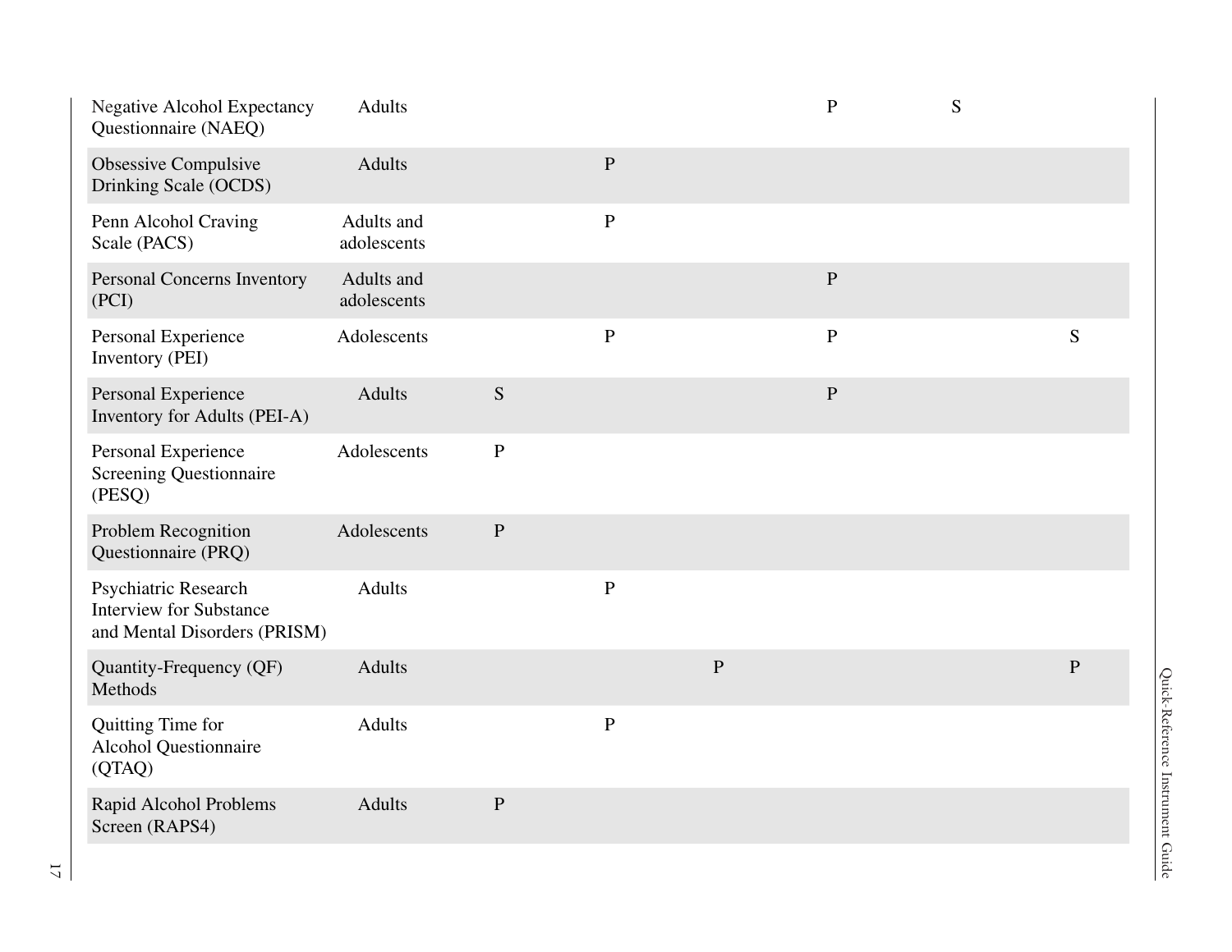| | | | | | | | |
|---|---|---|---|---|---|---|---|
| Negative Alcohol Expectancy Questionnaire (NAEQ) | Adults | | | | P | S | |
| Obsessive Compulsive Drinking Scale (OCDS) | Adults | | P | | | | |
| Penn Alcohol Craving Scale (PACS) | Adults and adolescents | | P | | | | |
| Personal Concerns Inventory (PCI) | Adults and adolescents | | | | P | | |
| Personal Experience Inventory (PEI) | Adolescents | | P | | P | | S |
| Personal Experience Inventory for Adults (PEI-A) | Adults | S | | | P | | |
| Personal Experience Screening Questionnaire (PESQ) | Adolescents | P | | | | | |
| Problem Recognition Questionnaire (PRQ) | Adolescents | P | | | | | |
| Psychiatric Research Interview for Substance and Mental Disorders (PRISM) | Adults | | P | | | | |
| Quantity-Frequency (QF) Methods | Adults | | | P | | | P |
| Quitting Time for Alcohol Questionnaire (QTAQ) | Adults | | P | | | | |
| Rapid Alcohol Problems Screen (RAPS4) | Adults | P | | | | | |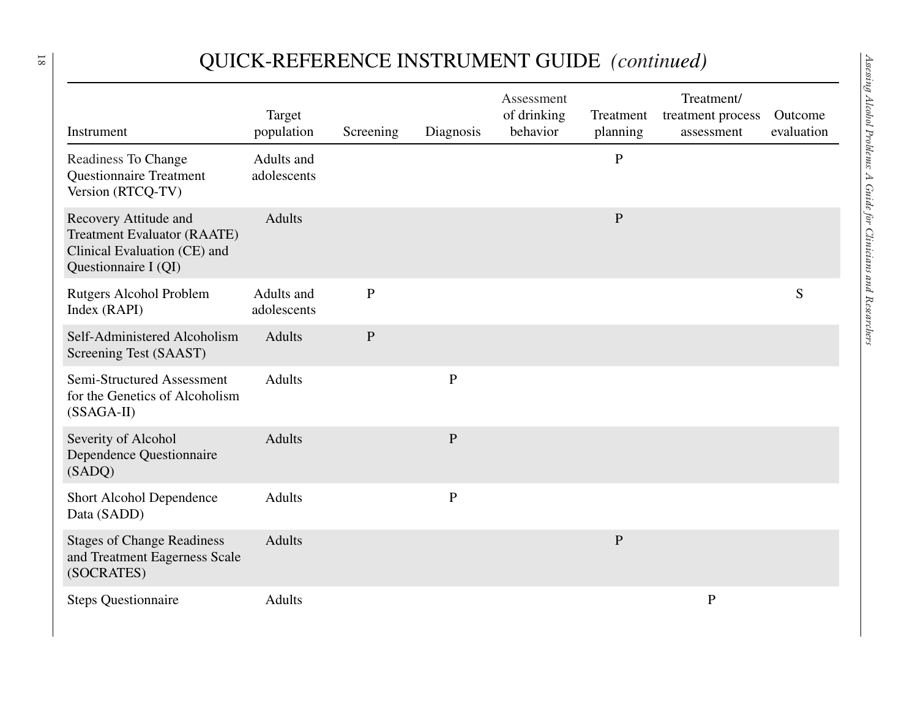# QUICK-REFERENCE INSTRUMENT GUIDE *(continued)*

| Instrument | Target population | Screening | Diagnosis | Assessment of drinking behavior | Treatment planning | Treatment/ treatment process assessment | Outcome evaluation |
|---|---|---|---|---|---|---|---|
| Readiness To Change Questionnaire Treatment Version (RTCQ-TV) | Adults and adolescents | | | | P | | |
| Recovery Attitude and Treatment Evaluator (RAATE) Clinical Evaluation (CE) and Questionnaire I (QI) | Adults | | | | P | | |
| Rutgers Alcohol Problem Index (RAPI) | Adults and adolescents | P | | | | | S |
| Self-Administered Alcoholism Screening Test (SAAST) | Adults | P | | | | | |
| Semi-Structured Assessment for the Genetics of Alcoholism (SSAGA-II) | Adults | | P | | | | |
| Severity of Alcohol Dependence Questionnaire (SADQ) | Adults | | P | | | | |
| Short Alcohol Dependence Data (SADD) | Adults | | P | | | | |
| Stages of Change Readiness and Treatment Eagerness Scale (SOCRATES) | Adults | | | | P | | |
| Steps Questionnaire | Adults | | | | | P | |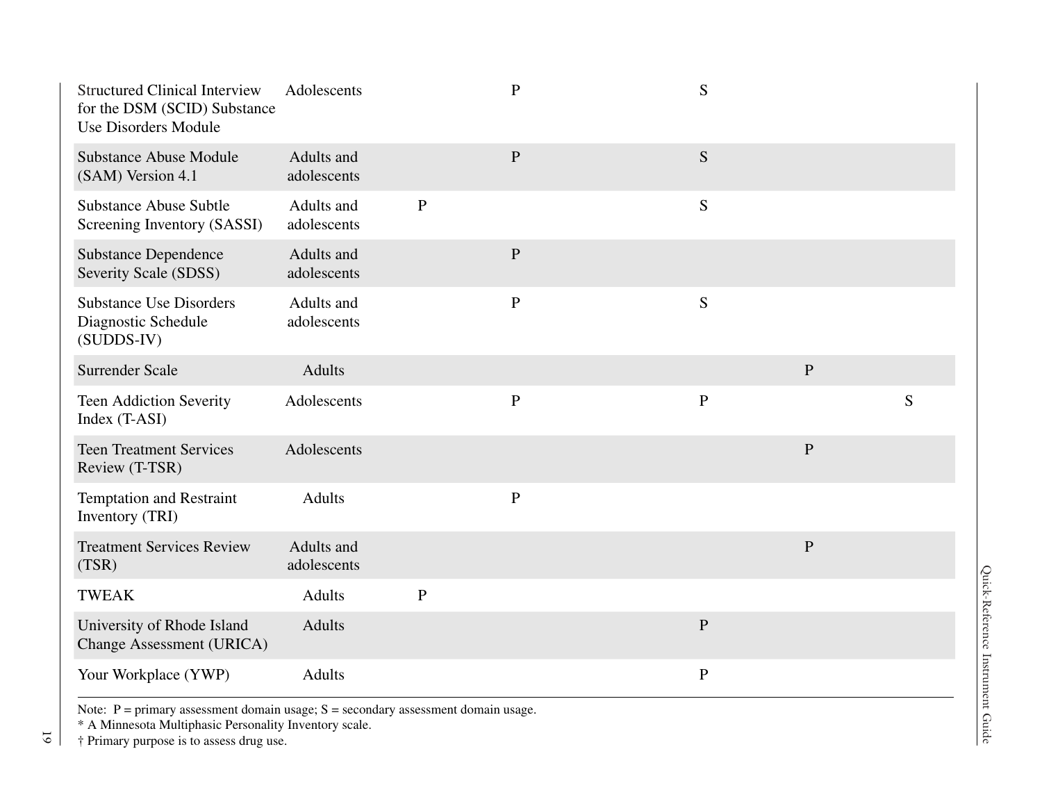| | | | | | | |
|---|---|---|---|---|---|---|
| Structured Clinical Interview for the DSM (SCID) Substance Use Disorders Module | Adolescents | | P | S | | |
| Substance Abuse Module (SAM) Version 4.1 | Adults and adolescents | | P | S | | |
| Substance Abuse Subtle Screening Inventory (SASSI) | Adults and adolescents | P | | S | | |
| Substance Dependence Severity Scale (SDSS) | Adults and adolescents | | P | | | |
| Substance Use Disorders Diagnostic Schedule (SUDDS-IV) | Adults and adolescents | | P | S | | |
| Surrender Scale | Adults | | | | P | |
| Teen Addiction Severity Index (T-ASI) | Adolescents | | P | P | | S |
| Teen Treatment Services Review (T-TSR) | Adolescents | | | | P | |
| Temptation and Restraint Inventory (TRI) | Adults | | P | | | |
| Treatment Services Review (TSR) | Adults and adolescents | | | | P | |
| TWEAK | Adults | P | | | | |
| University of Rhode Island Change Assessment (URICA) | Adults | | | P | | |
| Your Workplace (YWP) | Adults | | | P | | |

Note: P = primary assessment domain usage; S = secondary assessment domain usage.

* A Minnesota Multiphasic Personality Inventory scale.

† Primary purpose is to assess drug use.